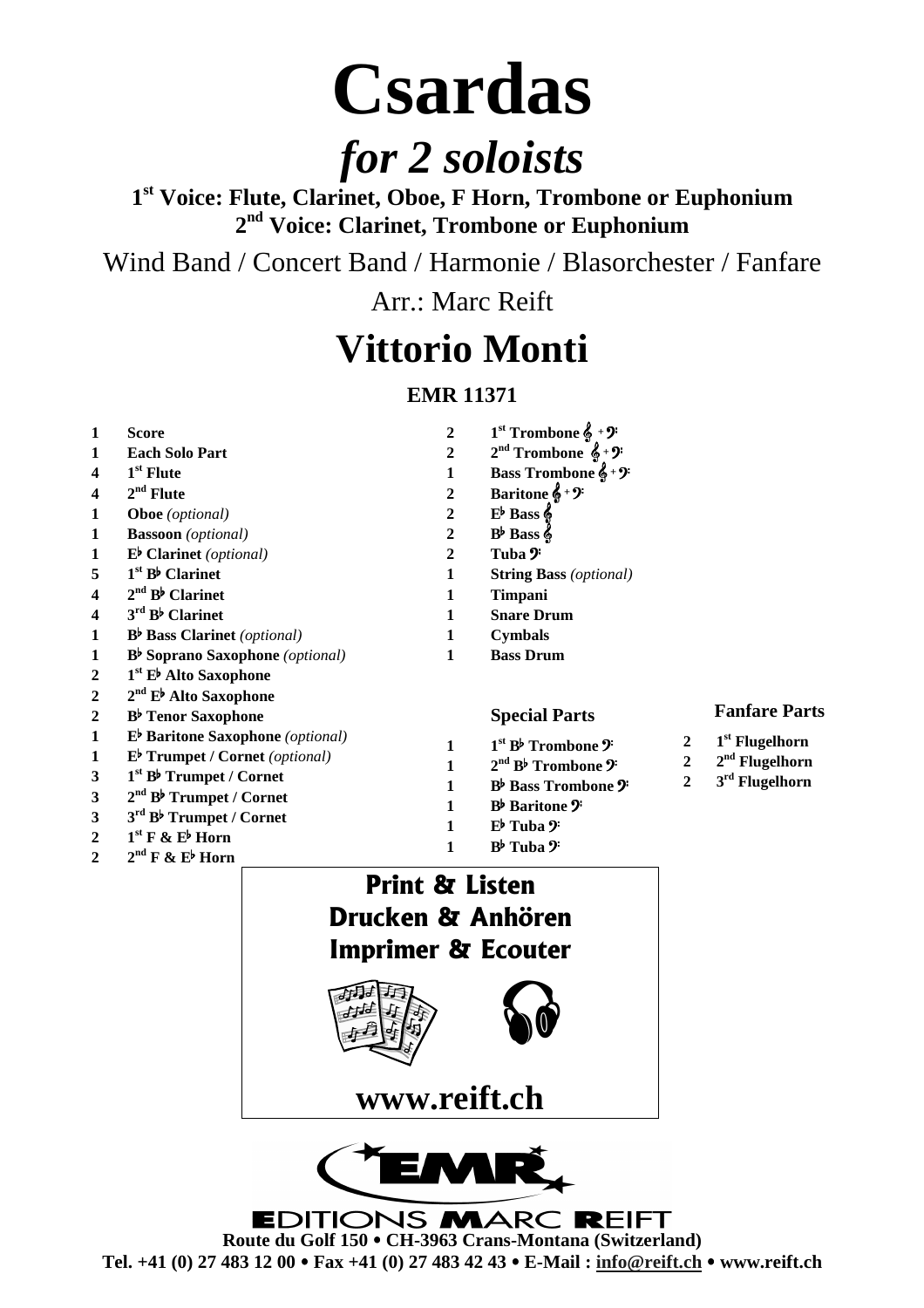# Csardas

## *for 2 soloists*

**1st Voice: Flute, Clarinet, Oboe, F Horn, Trombone or Euphonium**
**2nd Voice: Clarinet, Trombone or Euphonium**

Wind Band / Concert Band / Harmonie / Blasorchester / Fanfare

Arr.: Marc Reift

# Vittorio Monti

**EMR 11371**

| | |
|---|---|
| 1 | **Score** |
| 1 | **Each Solo Part** |
| 4 | **1st Flute** |
| 4 | **2nd Flute** |
| 1 | **Oboe** *(optional)* |
| 1 | **Bassoon** *(optional)* |
| 1 | **E♭ Clarinet** *(optional)* |
| 5 | **1st B♭ Clarinet** |
| 4 | **2nd B♭ Clarinet** |
| 4 | **3rd B♭ Clarinet** |
| 1 | **B♭ Bass Clarinet** *(optional)* |
| 1 | **B♭ Soprano Saxophone** *(optional)* |
| 2 | **1st E♭ Alto Saxophone** |
| 2 | **2nd E♭ Alto Saxophone** |
| 2 | **B♭ Tenor Saxophone** |
| 1 | **E♭ Baritone Saxophone** *(optional)* |
| 1 | **E♭ Trumpet / Cornet** *(optional)* |
| 3 | **1st B♭ Trumpet / Cornet** |
| 3 | **2nd B♭ Trumpet / Cornet** |
| 3 | **3rd B♭ Trumpet / Cornet** |
| 2 | **1st F & E♭ Horn** |
| 2 | **2nd F & E♭ Horn** |
| 2 | **1st Trombone** 𝄞 + 𝄢 |
| 2 | **2nd Trombone** 𝄞 + 𝄢 |
| 1 | **Bass Trombone** 𝄞 + 𝄢 |
| 2 | **Baritone** 𝄞 + 𝄢 |
| 2 | **E♭ Bass** 𝄞 |
| 2 | **B♭ Bass** 𝄞 |
| 2 | **Tuba** 𝄢 |
| 1 | **String Bass** *(optional)* |
| 1 | **Timpani** |
| 1 | **Snare Drum** |
| 1 | **Cymbals** |
| 1 | **Bass Drum** |

**Special Parts**

| | |
|---|---|
| 1 | **1st B♭ Trombone** 𝄢 |
| 1 | **2nd B♭ Trombone** 𝄢 |
| 1 | **B♭ Bass Trombone** 𝄢 |
| 1 | **B♭ Baritone** 𝄢 |
| 1 | **E♭ Tuba** 𝄢 |
| 1 | **B♭ Tuba** 𝄢 |

**Fanfare Parts**

| | |
|---|---|
| 2 | **1st Flugelhorn** |
| 2 | **2nd Flugelhorn** |
| 2 | **3rd Flugelhorn** |

**Print & Listen**
**Drucken & Anhören**
**Imprimer & Ecouter**

**www.reift.ch**

EDITIONS MARC REIFT

**Route du Golf 150 • CH-3963 Crans-Montana (Switzerland)**
**Tel. +41 (0) 27 483 12 00 • Fax +41 (0) 27 483 42 43 • E-Mail : info@reift.ch • www.reift.ch**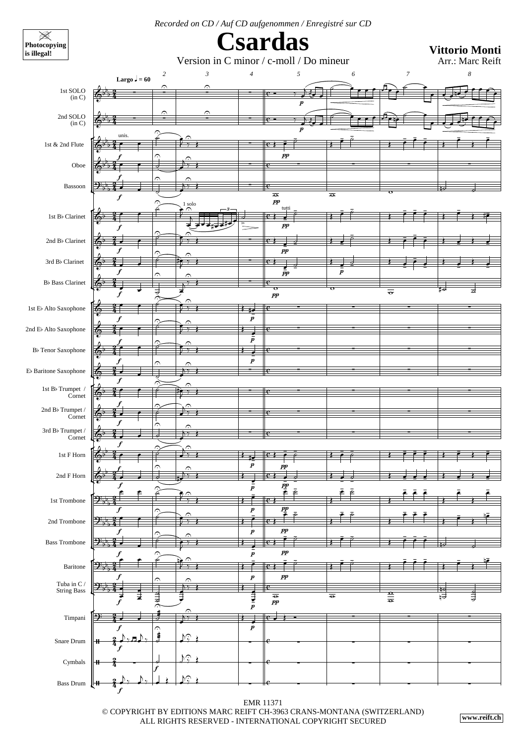*Recorded on CD / Auf CD aufgenommen / Enregistré sur CD*

**Photocopying is illegal!**

# Csardas

Version in C minor / c-moll / Do mineur

**Vittorio Monti**

Arr.: Marc Reift

Largo ♩ = 60

1st SOLO (in C)
2nd SOLO (in C)
1st & 2nd Flute
Oboe
Bassoon
1st B♭ Clarinet
2nd B♭ Clarinet
3rd B♭ Clarinet
B♭ Bass Clarinet
1st E♭ Alto Saxophone
2nd E♭ Alto Saxophone
B♭ Tenor Saxophone
E♭ Baritone Saxophone
1st B♭ Trumpet / Cornet
2nd B♭ Trumpet / Cornet
3rd B♭ Trumpet / Cornet
1st F Horn
2nd F Horn
1st Trombone
2nd Trombone
Bass Trombone
Baritone
Tuba in C / String Bass
Timpani
Snare Drum
Cymbals
Bass Drum

EMR 11371

© COPYRIGHT BY EDITIONS MARC REIFT CH-3963 CRANS-MONTANA (SWITZERLAND)
ALL RIGHTS RESERVED - INTERNATIONAL COPYRIGHT SECURED

www.reift.ch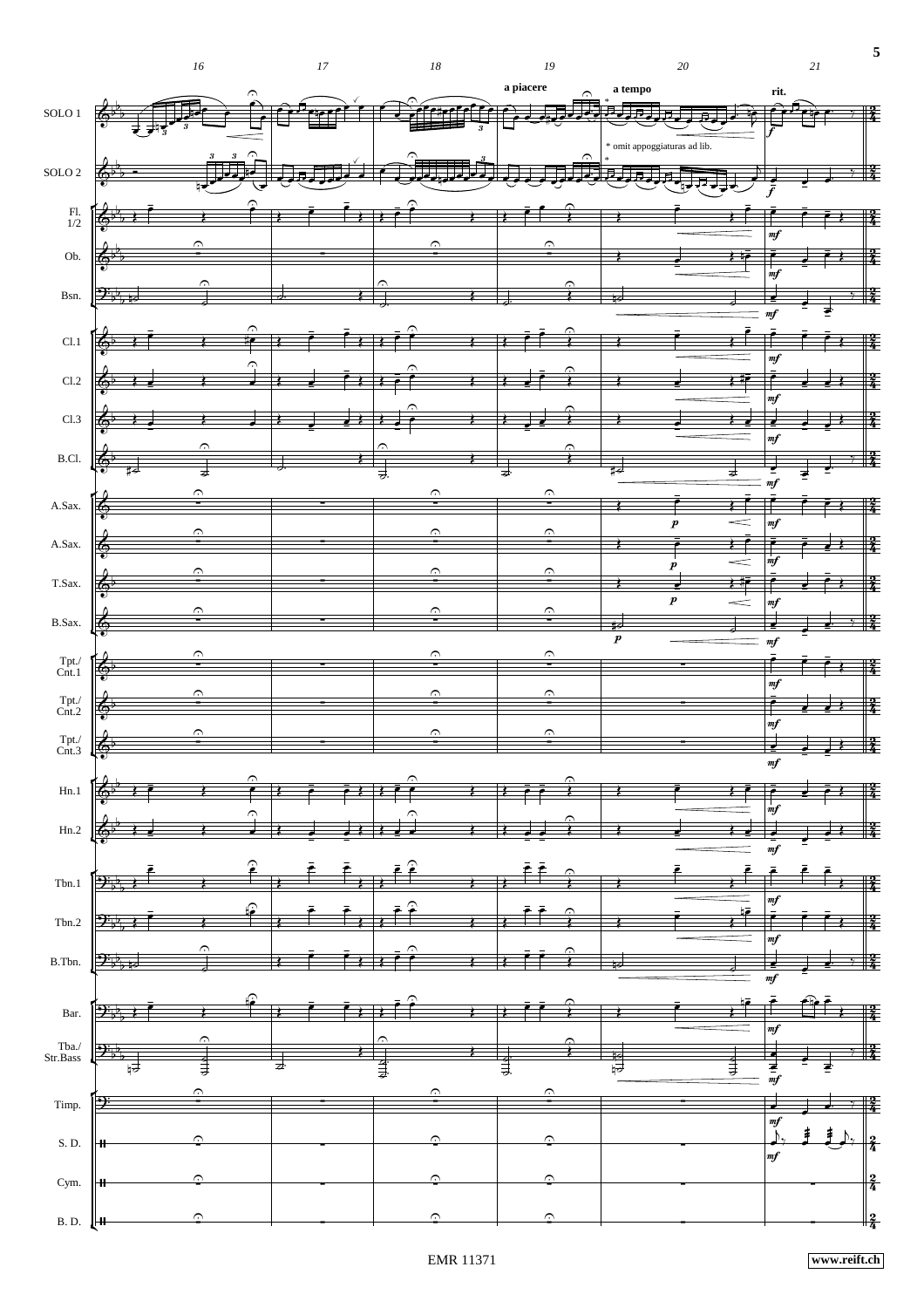a piacere

a tempo

rit.

* omit appoggiaturas ad lib.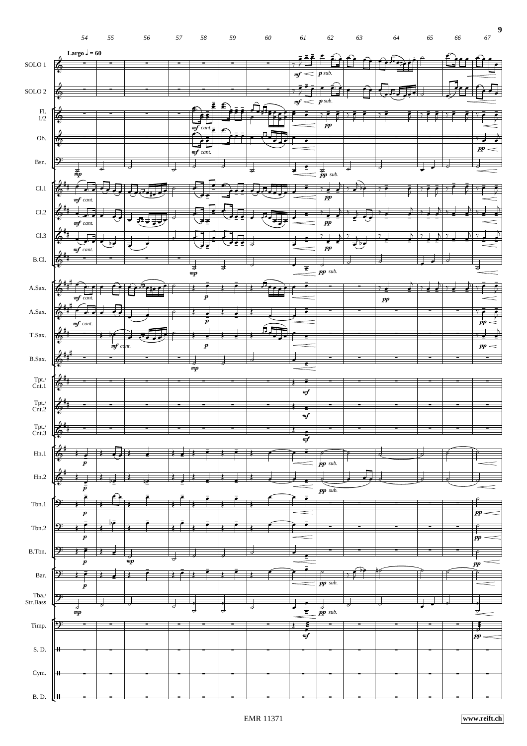**Largo** ♩ = 60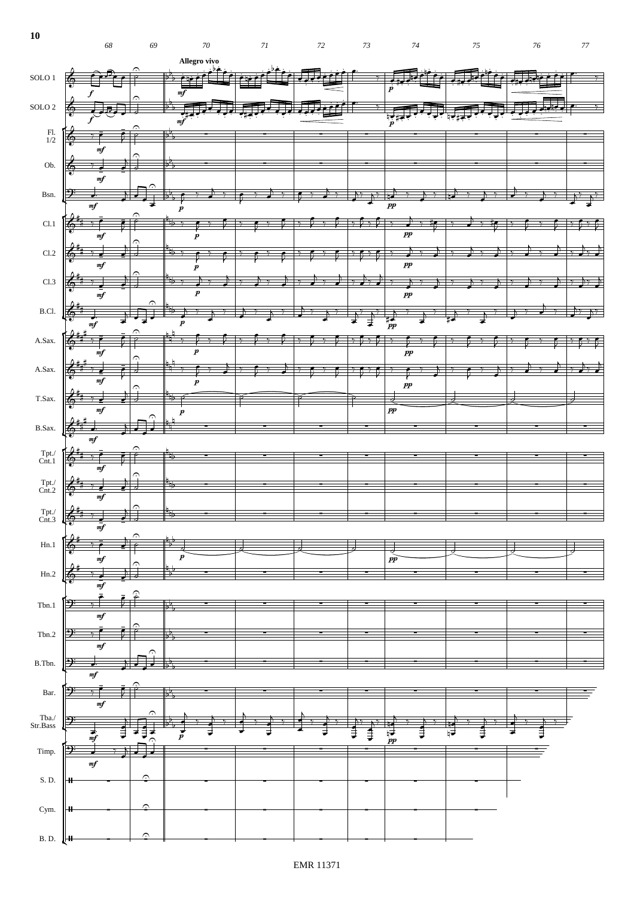Allegro vivo

EMR 11371